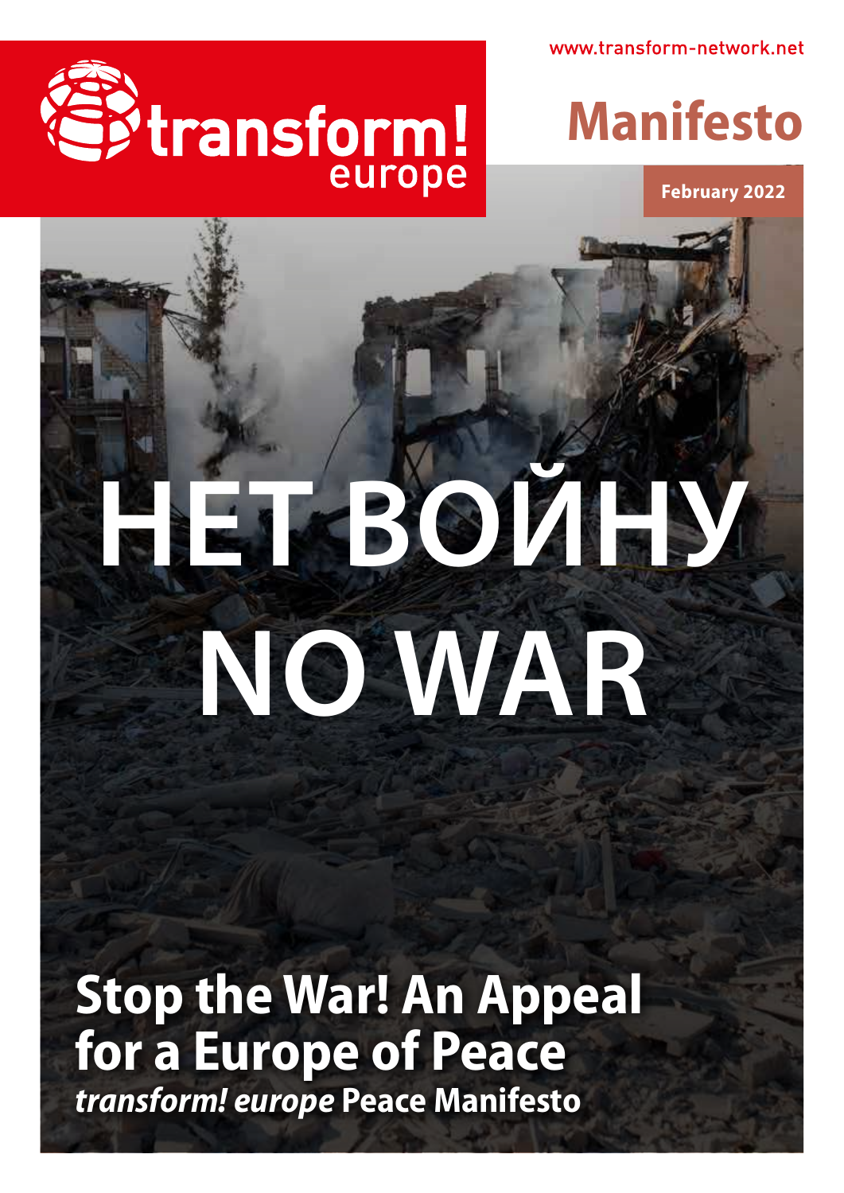transform! europe

www.transform-network.net

Manifesto

February 2022

# НЕТ ВОЙНУ
# NO WAR

## Stop the War! An Appeal for a Europe of Peace

***transform! europe*** **Peace Manifesto**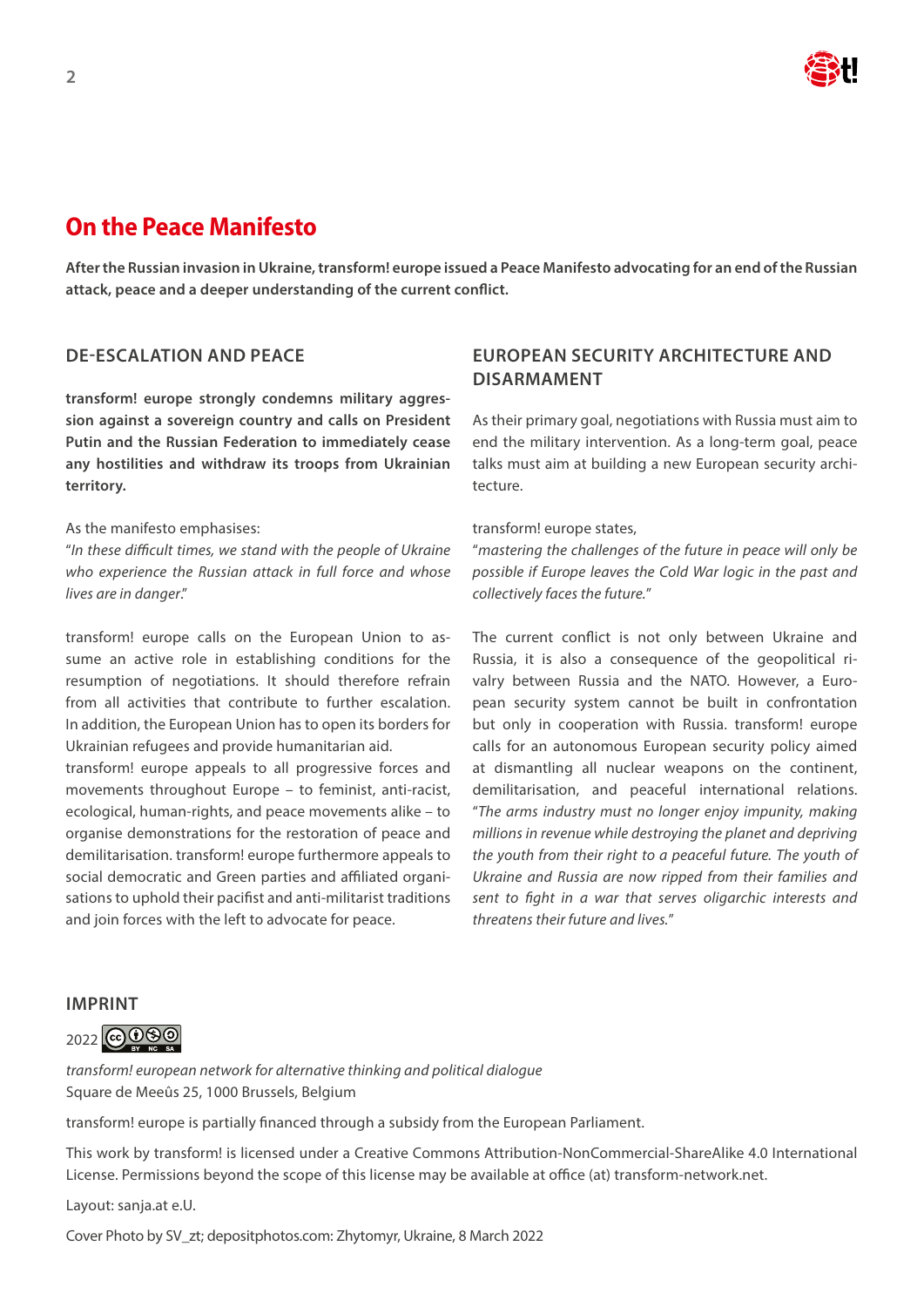## On the Peace Manifesto

**After the Russian invasion in Ukraine, transform! europe issued a Peace Manifesto advocating for an end of the Russian attack, peace and a deeper understanding of the current conflict.**

### DE-ESCALATION AND PEACE

**transform! europe strongly condemns military aggression against a sovereign country and calls on President Putin and the Russian Federation to immediately cease any hostilities and withdraw its troops from Ukrainian territory.**

As the manifesto emphasises:
"*In these difficult times, we stand with the people of Ukraine who experience the Russian attack in full force and whose lives are in danger*."

transform! europe calls on the European Union to assume an active role in establishing conditions for the resumption of negotiations. It should therefore refrain from all activities that contribute to further escalation. In addition, the European Union has to open its borders for Ukrainian refugees and provide humanitarian aid.
transform! europe appeals to all progressive forces and movements throughout Europe – to feminist, anti-racist, ecological, human-rights, and peace movements alike – to organise demonstrations for the restoration of peace and demilitarisation. transform! europe furthermore appeals to social democratic and Green parties and affiliated organisations to uphold their pacifist and anti-militarist traditions and join forces with the left to advocate for peace.

### EUROPEAN SECURITY ARCHITECTURE AND DISARMAMENT

As their primary goal, negotiations with Russia must aim to end the military intervention. As a long-term goal, peace talks must aim at building a new European security architecture.

transform! europe states,
"*mastering the challenges of the future in peace will only be possible if Europe leaves the Cold War logic in the past and collectively faces the future.*"

The current conflict is not only between Ukraine and Russia, it is also a consequence of the geopolitical rivalry between Russia and the NATO. However, a European security system cannot be built in confrontation but only in cooperation with Russia. transform! europe calls for an autonomous European security policy aimed at dismantling all nuclear weapons on the continent, demilitarisation, and peaceful international relations. "*The arms industry must no longer enjoy impunity, making millions in revenue while destroying the planet and depriving the youth from their right to a peaceful future. The youth of Ukraine and Russia are now ripped from their families and sent to fight in a war that serves oligarchic interests and threatens their future and lives.*"

### IMPRINT

2022 CC BY NC SA

*transform! european network for alternative thinking and political dialogue*
Square de Meeûs 25, 1000 Brussels, Belgium

transform! europe is partially financed through a subsidy from the European Parliament.

This work by transform! is licensed under a Creative Commons Attribution-NonCommercial-ShareAlike 4.0 International License. Permissions beyond the scope of this license may be available at office (at) transform-network.net.

Layout: sanja.at e.U.

Cover Photo by SV_zt; depositphotos.com: Zhytomyr, Ukraine, 8 March 2022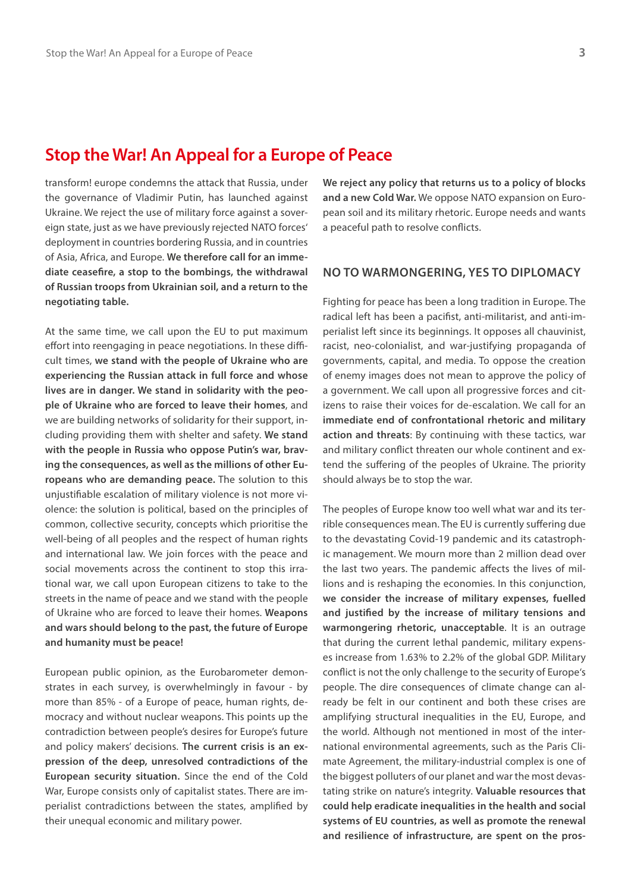# Stop the War! An Appeal for a Europe of Peace

transform! europe condemns the attack that Russia, under the governance of Vladimir Putin, has launched against Ukraine. We reject the use of military force against a sovereign state, just as we have previously rejected NATO forces' deployment in countries bordering Russia, and in countries of Asia, Africa, and Europe. **We therefore call for an immediate ceasefire, a stop to the bombings, the withdrawal of Russian troops from Ukrainian soil, and a return to the negotiating table.**

At the same time, we call upon the EU to put maximum effort into reengaging in peace negotiations. In these difficult times, **we stand with the people of Ukraine who are experiencing the Russian attack in full force and whose lives are in danger. We stand in solidarity with the people of Ukraine who are forced to leave their homes**, and we are building networks of solidarity for their support, including providing them with shelter and safety. **We stand with the people in Russia who oppose Putin's war, braving the consequences, as well as the millions of other Europeans who are demanding peace.** The solution to this unjustifiable escalation of military violence is not more violence: the solution is political, based on the principles of common, collective security, concepts which prioritise the well-being of all peoples and the respect of human rights and international law. We join forces with the peace and social movements across the continent to stop this irrational war, we call upon European citizens to take to the streets in the name of peace and we stand with the people of Ukraine who are forced to leave their homes. **Weapons and wars should belong to the past, the future of Europe and humanity must be peace!**

European public opinion, as the Eurobarometer demonstrates in each survey, is overwhelmingly in favour - by more than 85% - of a Europe of peace, human rights, democracy and without nuclear weapons. This points up the contradiction between people's desires for Europe's future and policy makers' decisions. **The current crisis is an expression of the deep, unresolved contradictions of the European security situation.** Since the end of the Cold War, Europe consists only of capitalist states. There are imperialist contradictions between the states, amplified by their unequal economic and military power.

**We reject any policy that returns us to a policy of blocks and a new Cold War.** We oppose NATO expansion on European soil and its military rhetoric. Europe needs and wants a peaceful path to resolve conflicts.

## NO TO WARMONGERING, YES TO DIPLOMACY

Fighting for peace has been a long tradition in Europe. The radical left has been a pacifist, anti-militarist, and anti-imperialist left since its beginnings. It opposes all chauvinist, racist, neo-colonialist, and war-justifying propaganda of governments, capital, and media. To oppose the creation of enemy images does not mean to approve the policy of a government. We call upon all progressive forces and citizens to raise their voices for de-escalation. We call for an **immediate end of confrontational rhetoric and military action and threats**: By continuing with these tactics, war and military conflict threaten our whole continent and extend the suffering of the peoples of Ukraine. The priority should always be to stop the war.

The peoples of Europe know too well what war and its terrible consequences mean. The EU is currently suffering due to the devastating Covid-19 pandemic and its catastrophic management. We mourn more than 2 million dead over the last two years. The pandemic affects the lives of millions and is reshaping the economies. In this conjunction, **we consider the increase of military expenses, fuelled and justified by the increase of military tensions and warmongering rhetoric, unacceptable**. It is an outrage that during the current lethal pandemic, military expenses increase from 1.63% to 2.2% of the global GDP. Military conflict is not the only challenge to the security of Europe's people. The dire consequences of climate change can already be felt in our continent and both these crises are amplifying structural inequalities in the EU, Europe, and the world. Although not mentioned in most of the international environmental agreements, such as the Paris Climate Agreement, the military-industrial complex is one of the biggest polluters of our planet and war the most devastating strike on nature's integrity. **Valuable resources that could help eradicate inequalities in the health and social systems of EU countries, as well as promote the renewal and resilience of infrastructure, are spent on the pros-**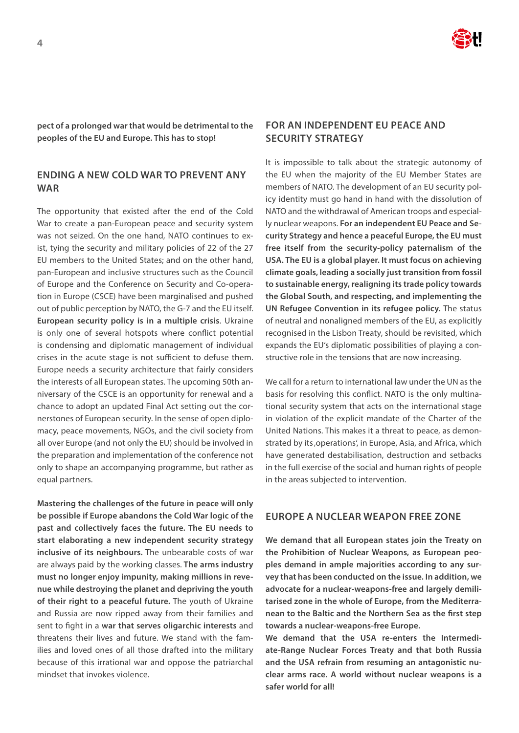**pect of a prolonged war that would be detrimental to the peoples of the EU and Europe. This has to stop!**

## ENDING A NEW COLD WAR TO PREVENT ANY WAR

The opportunity that existed after the end of the Cold War to create a pan-European peace and security system was not seized. On the one hand, NATO continues to exist, tying the security and military policies of 22 of the 27 EU members to the United States; and on the other hand, pan-European and inclusive structures such as the Council of Europe and the Conference on Security and Co-operation in Europe (CSCE) have been marginalised and pushed out of public perception by NATO, the G-7 and the EU itself. **European security policy is in a multiple crisis**. Ukraine is only one of several hotspots where conflict potential is condensing and diplomatic management of individual crises in the acute stage is not sufficient to defuse them. Europe needs a security architecture that fairly considers the interests of all European states. The upcoming 50th anniversary of the CSCE is an opportunity for renewal and a chance to adopt an updated Final Act setting out the cornerstones of European security. In the sense of open diplomacy, peace movements, NGOs, and the civil society from all over Europe (and not only the EU) should be involved in the preparation and implementation of the conference not only to shape an accompanying programme, but rather as equal partners.

**Mastering the challenges of the future in peace will only be possible if Europe abandons the Cold War logic of the past and collectively faces the future. The EU needs to start elaborating a new independent security strategy inclusive of its neighbours.** The unbearable costs of war are always paid by the working classes. **The arms industry must no longer enjoy impunity, making millions in revenue while destroying the planet and depriving the youth of their right to a peaceful future.** The youth of Ukraine and Russia are now ripped away from their families and sent to fight in a **war that serves oligarchic interests** and threatens their lives and future. We stand with the families and loved ones of all those drafted into the military because of this irrational war and oppose the patriarchal mindset that invokes violence.

## FOR AN INDEPENDENT EU PEACE AND SECURITY STRATEGY

It is impossible to talk about the strategic autonomy of the EU when the majority of the EU Member States are members of NATO. The development of an EU security policy identity must go hand in hand with the dissolution of NATO and the withdrawal of American troops and especially nuclear weapons. **For an independent EU Peace and Security Strategy and hence a peaceful Europe, the EU must free itself from the security-policy paternalism of the USA. The EU is a global player. It must focus on achieving climate goals, leading a socially just transition from fossil to sustainable energy, realigning its trade policy towards the Global South, and respecting, and implementing the UN Refugee Convention in its refugee policy.** The status of neutral and nonaligned members of the EU, as explicitly recognised in the Lisbon Treaty, should be revisited, which expands the EU's diplomatic possibilities of playing a constructive role in the tensions that are now increasing.

We call for a return to international law under the UN as the basis for resolving this conflict. NATO is the only multinational security system that acts on the international stage in violation of the explicit mandate of the Charter of the United Nations. This makes it a threat to peace, as demonstrated by its ‚operations', in Europe, Asia, and Africa, which have generated destabilisation, destruction and setbacks in the full exercise of the social and human rights of people in the areas subjected to intervention.

## EUROPE A NUCLEAR WEAPON FREE ZONE

**We demand that all European states join the Treaty on the Prohibition of Nuclear Weapons, as European peoples demand in ample majorities according to any survey that has been conducted on the issue. In addition, we advocate for a nuclear-weapons-free and largely demilitarised zone in the whole of Europe, from the Mediterranean to the Baltic and the Northern Sea as the first step towards a nuclear-weapons-free Europe.**

**We demand that the USA re-enters the Intermediate-Range Nuclear Forces Treaty and that both Russia and the USA refrain from resuming an antagonistic nuclear arms race. A world without nuclear weapons is a safer world for all!**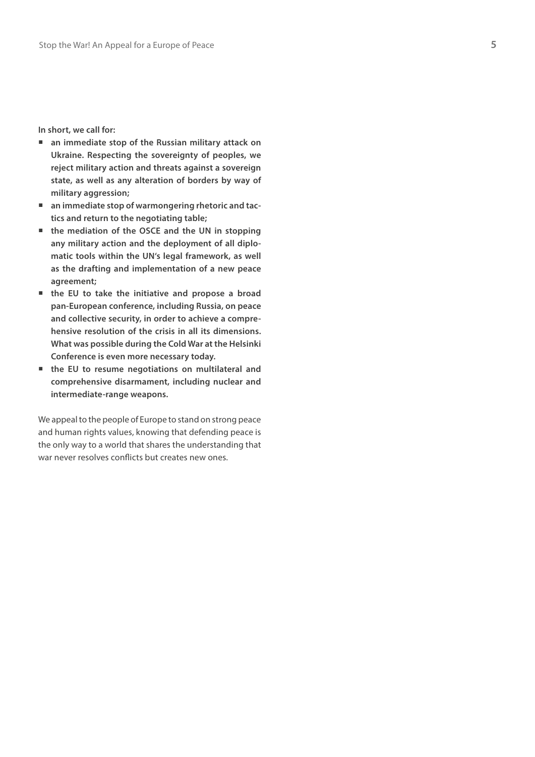**In short, we call for:**

- **an immediate stop of the Russian military attack on Ukraine. Respecting the sovereignty of peoples, we reject military action and threats against a sovereign state, as well as any alteration of borders by way of military aggression;**
- **an immediate stop of warmongering rhetoric and tactics and return to the negotiating table;**
- **the mediation of the OSCE and the UN in stopping any military action and the deployment of all diplomatic tools within the UN's legal framework, as well as the drafting and implementation of a new peace agreement;**
- **the EU to take the initiative and propose a broad pan-European conference, including Russia, on peace and collective security, in order to achieve a comprehensive resolution of the crisis in all its dimensions. What was possible during the Cold War at the Helsinki Conference is even more necessary today.**
- **the EU to resume negotiations on multilateral and comprehensive disarmament, including nuclear and intermediate-range weapons.**

We appeal to the people of Europe to stand on strong peace and human rights values, knowing that defending peace is the only way to a world that shares the understanding that war never resolves conflicts but creates new ones.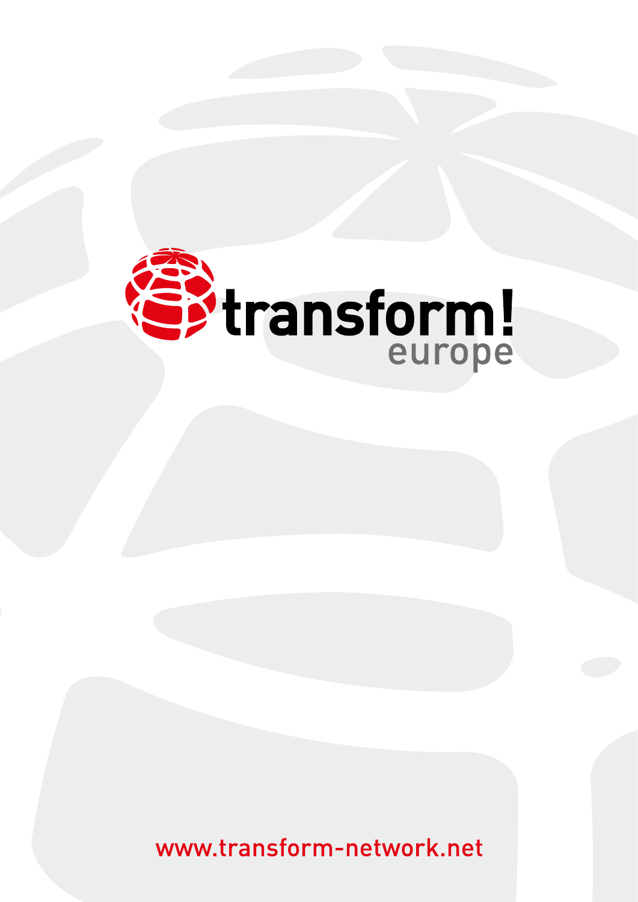transform! europe

www.transform-network.net